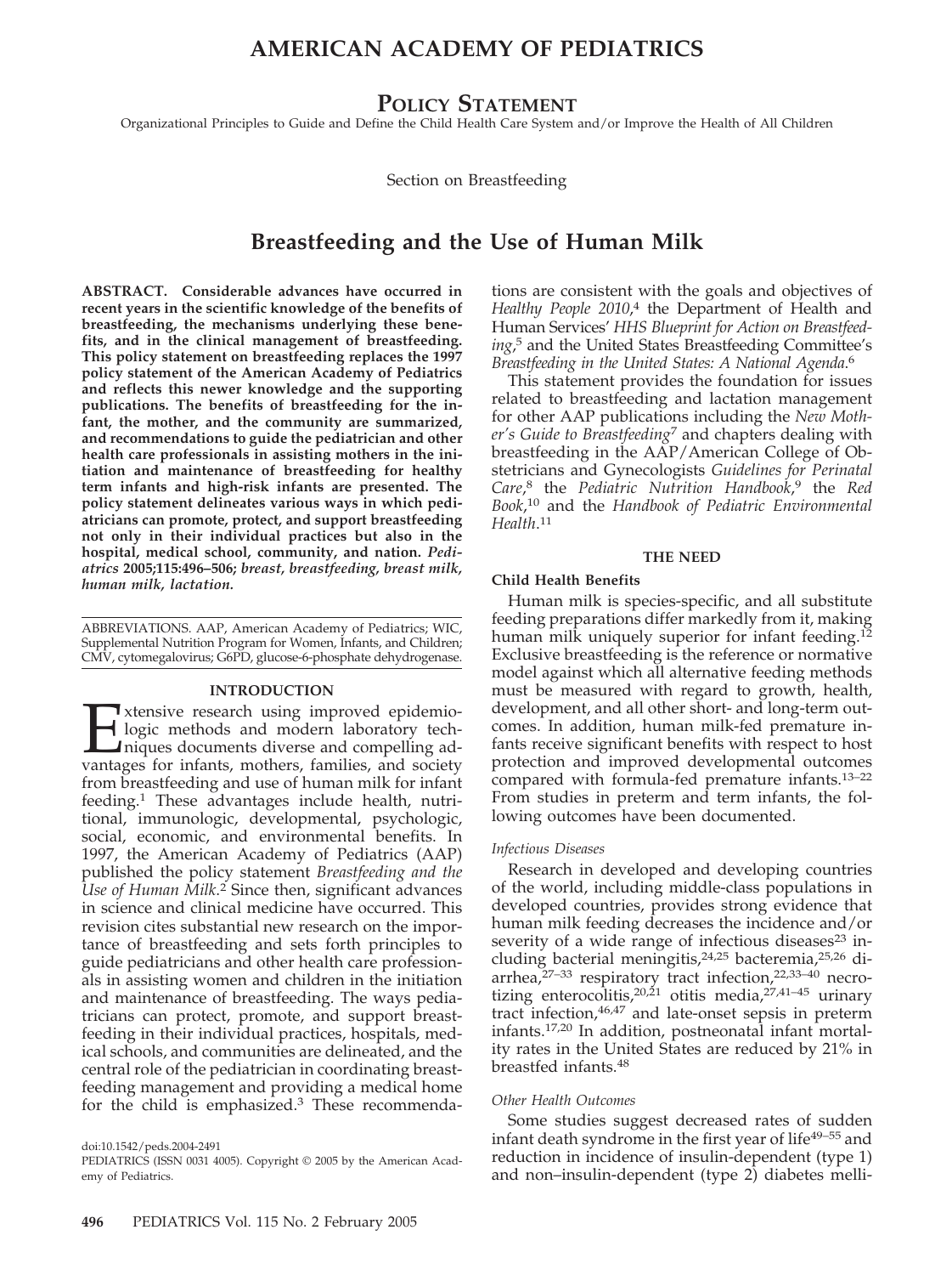# AMERICAN ACADEMY OF PEDIATRICS

## POLICY STATEMENT

Organizational Principles to Guide and Define the Child Health Care System and/or Improve the Health of All Children

Section on Breastfeeding

# Breastfeeding and the Use of Human Milk

**ABSTRACT. Considerable advances have occurred in recent years in the scientific knowledge of the benefits of breastfeeding, the mechanisms underlying these benefits, and in the clinical management of breastfeeding. This policy statement on breastfeeding replaces the 1997 policy statement of the American Academy of Pediatrics and reflects this newer knowledge and the supporting publications. The benefits of breastfeeding for the infant, the mother, and the community are summarized, and recommendations to guide the pediatrician and other health care professionals in assisting mothers in the initiation and maintenance of breastfeeding for healthy term infants and high-risk infants are presented. The policy statement delineates various ways in which pediatricians can promote, protect, and support breastfeeding not only in their individual practices but also in the hospital, medical school, community, and nation.** ***Pediatrics*** **2005;115:496–506;** ***breast, breastfeeding, breast milk, human milk, lactation.***

ABBREVIATIONS. AAP, American Academy of Pediatrics; WIC, Supplemental Nutrition Program for Women, Infants, and Children; CMV, cytomegalovirus; G6PD, glucose-6-phosphate dehydrogenase.

## INTRODUCTION

Extensive research using improved epidemiologic methods and modern laboratory techniques documents diverse and compelling advantages for infants, mothers, families, and society from breastfeeding and use of human milk for infant feeding.[1] These advantages include health, nutritional, immunologic, developmental, psychologic, social, economic, and environmental benefits. In 1997, the American Academy of Pediatrics (AAP) published the policy statement *Breastfeeding and the Use of Human Milk*.[2] Since then, significant advances in science and clinical medicine have occurred. This revision cites substantial new research on the importance of breastfeeding and sets forth principles to guide pediatricians and other health care professionals in assisting women and children in the initiation and maintenance of breastfeeding. The ways pediatricians can protect, promote, and support breastfeeding in their individual practices, hospitals, medical schools, and communities are delineated, and the central role of the pediatrician in coordinating breastfeeding management and providing a medical home for the child is emphasized.[3] These recommendations are consistent with the goals and objectives of *Healthy People 2010*,[4] the Department of Health and Human Services' *HHS Blueprint for Action on Breastfeeding*,[5] and the United States Breastfeeding Committee's *Breastfeeding in the United States: A National Agenda*.[6]

This statement provides the foundation for issues related to breastfeeding and lactation management for other AAP publications including the *New Mother's Guide to Breastfeeding*[7] and chapters dealing with breastfeeding in the AAP/American College of Obstetricians and Gynecologists *Guidelines for Perinatal Care*,[8] the *Pediatric Nutrition Handbook*,[9] the *Red Book*,[10] and the *Handbook of Pediatric Environmental Health*.[11]

## THE NEED

### Child Health Benefits

Human milk is species-specific, and all substitute feeding preparations differ markedly from it, making human milk uniquely superior for infant feeding.[12] Exclusive breastfeeding is the reference or normative model against which all alternative feeding methods must be measured with regard to growth, health, development, and all other short- and long-term outcomes. In addition, human milk-fed premature infants receive significant benefits with respect to host protection and improved developmental outcomes compared with formula-fed premature infants.[13–22] From studies in preterm and term infants, the following outcomes have been documented.

#### *Infectious Diseases*

Research in developed and developing countries of the world, including middle-class populations in developed countries, provides strong evidence that human milk feeding decreases the incidence and/or severity of a wide range of infectious diseases[23] including bacterial meningitis,[24,25] bacteremia,[25,26] diarrhea,[27–33] respiratory tract infection,[22,33–40] necrotizing enterocolitis,[20,21] otitis media,[27,41–45] urinary tract infection,[46,47] and late-onset sepsis in preterm infants.[17,20] In addition, postneonatal infant mortality rates in the United States are reduced by 21% in breastfed infants.[48]

#### *Other Health Outcomes*

Some studies suggest decreased rates of sudden infant death syndrome in the first year of life[49–55] and reduction in incidence of insulin-dependent (type 1) and non–insulin-dependent (type 2) diabetes melli-

doi:10.1542/peds.2004-2491

PEDIATRICS (ISSN 0031 4005). Copyright © 2005 by the American Academy of Pediatrics.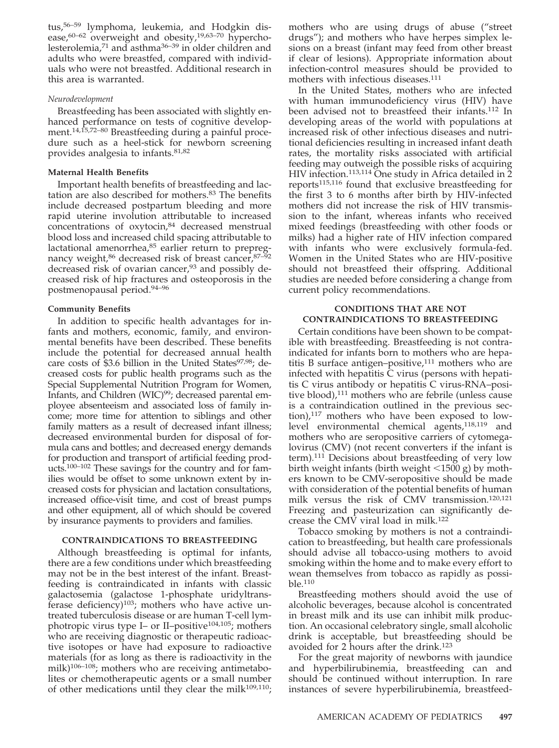tus,[56–59] lymphoma, leukemia, and Hodgkin disease,[60–62] overweight and obesity,[19,63–70] hypercholesterolemia,[71] and asthma[36–39] in older children and adults who were breastfed, compared with individuals who were not breastfed. Additional research in this area is warranted.

*Neurodevelopment*

Breastfeeding has been associated with slightly enhanced performance on tests of cognitive development.[14,15,72–80] Breastfeeding during a painful procedure such as a heel-stick for newborn screening provides analgesia to infants.[81,82]

**Maternal Health Benefits**

Important health benefits of breastfeeding and lactation are also described for mothers.[83] The benefits include decreased postpartum bleeding and more rapid uterine involution attributable to increased concentrations of oxytocin,[84] decreased menstrual blood loss and increased child spacing attributable to lactational amenorrhea,[85] earlier return to prepregnancy weight,[86] decreased risk of breast cancer,[87–92] decreased risk of ovarian cancer,[93] and possibly decreased risk of hip fractures and osteoporosis in the postmenopausal period.[94–96]

**Community Benefits**

In addition to specific health advantages for infants and mothers, economic, family, and environmental benefits have been described. These benefits include the potential for decreased annual health care costs of $3.6 billion in the United States[97,98]; decreased costs for public health programs such as the Special Supplemental Nutrition Program for Women, Infants, and Children (WIC)[99]; decreased parental employee absenteeism and associated loss of family income; more time for attention to siblings and other family matters as a result of decreased infant illness; decreased environmental burden for disposal of formula cans and bottles; and decreased energy demands for production and transport of artificial feeding products.[100–102] These savings for the country and for families would be offset to some unknown extent by increased costs for physician and lactation consultations, increased office-visit time, and cost of breast pumps and other equipment, all of which should be covered by insurance payments to providers and families.

## CONTRAINDICATIONS TO BREASTFEEDING

Although breastfeeding is optimal for infants, there are a few conditions under which breastfeeding may not be in the best interest of the infant. Breastfeeding is contraindicated in infants with classic galactosemia (galactose 1-phosphate uridyltransferase deficiency)[103]; mothers who have active untreated tuberculosis disease or are human T-cell lymphotropic virus type I– or II–positive[104,105]; mothers who are receiving diagnostic or therapeutic radioactive isotopes or have had exposure to radioactive materials (for as long as there is radioactivity in the milk)[106–108]; mothers who are receiving antimetabolites or chemotherapeutic agents or a small number of other medications until they clear the milk[109,110]; mothers who are using drugs of abuse ("street drugs"); and mothers who have herpes simplex lesions on a breast (infant may feed from other breast if clear of lesions). Appropriate information about infection-control measures should be provided to mothers with infectious diseases.[111]

In the United States, mothers who are infected with human immunodeficiency virus (HIV) have been advised not to breastfeed their infants.[112] In developing areas of the world with populations at increased risk of other infectious diseases and nutritional deficiencies resulting in increased infant death rates, the mortality risks associated with artificial feeding may outweigh the possible risks of acquiring HIV infection.[113,114] One study in Africa detailed in 2 reports[115,116] found that exclusive breastfeeding for the first 3 to 6 months after birth by HIV-infected mothers did not increase the risk of HIV transmission to the infant, whereas infants who received mixed feedings (breastfeeding with other foods or milks) had a higher rate of HIV infection compared with infants who were exclusively formula-fed. Women in the United States who are HIV-positive should not breastfeed their offspring. Additional studies are needed before considering a change from current policy recommendations.

## CONDITIONS THAT ARE NOT CONTRAINDICATIONS TO BREASTFEEDING

Certain conditions have been shown to be compatible with breastfeeding. Breastfeeding is not contraindicated for infants born to mothers who are hepatitis B surface antigen–positive,[111] mothers who are infected with hepatitis C virus (persons with hepatitis C virus antibody or hepatitis C virus-RNA–positive blood),[111] mothers who are febrile (unless cause is a contraindication outlined in the previous section),[117] mothers who have been exposed to low-level environmental chemical agents,[118,119] and mothers who are seropositive carriers of cytomegalovirus (CMV) (not recent converters if the infant is term).[111] Decisions about breastfeeding of very low birth weight infants (birth weight <1500 g) by mothers known to be CMV-seropositive should be made with consideration of the potential benefits of human milk versus the risk of CMV transmission.[120,121] Freezing and pasteurization can significantly decrease the CMV viral load in milk.[122]

Tobacco smoking by mothers is not a contraindication to breastfeeding, but health care professionals should advise all tobacco-using mothers to avoid smoking within the home and to make every effort to wean themselves from tobacco as rapidly as possible.[110]

Breastfeeding mothers should avoid the use of alcoholic beverages, because alcohol is concentrated in breast milk and its use can inhibit milk production. An occasional celebratory single, small alcoholic drink is acceptable, but breastfeeding should be avoided for 2 hours after the drink.[123]

For the great majority of newborns with jaundice and hyperbilirubinemia, breastfeeding can and should be continued without interruption. In rare instances of severe hyperbilirubinemia, breastfeed-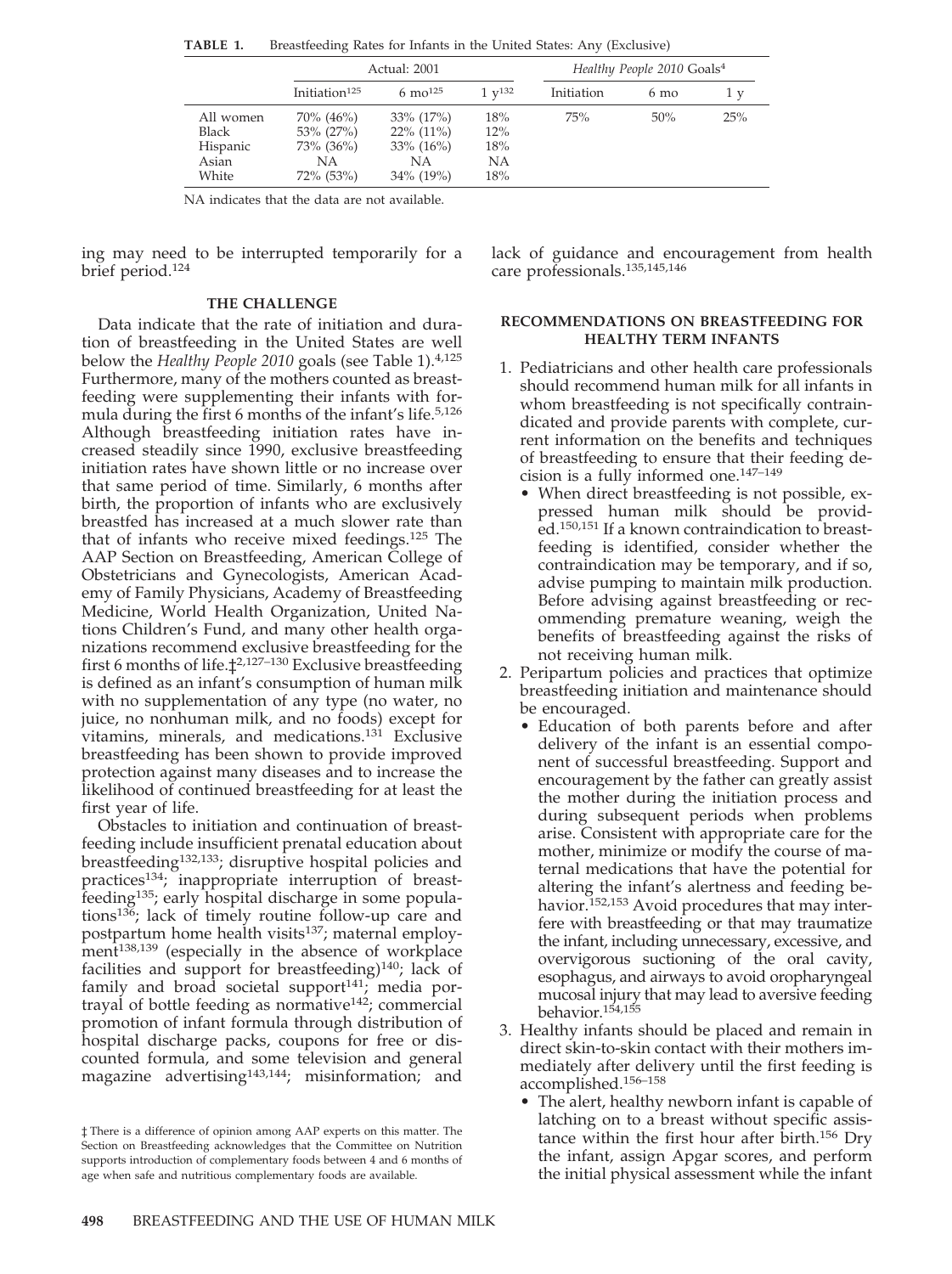**TABLE 1.** Breastfeeding Rates for Infants in the United States: Any (Exclusive)

| | Actual: 2001 | | | *Healthy People 2010* Goals[4] | | |
|---|---|---|---|---|---|---|
| | Initiation[125] | 6 mo[125] | 1 y[132] | Initiation | 6 mo | 1 y |
| All women | 70% (46%) | 33% (17%) | 18% | 75% | 50% | 25% |
| Black | 53% (27%) | 22% (11%) | 12% | | | |
| Hispanic | 73% (36%) | 33% (16%) | 18% | | | |
| Asian | NA | NA | NA | | | |
| White | 72% (53%) | 34% (19%) | 18% | | | |

NA indicates that the data are not available.

ing may need to be interrupted temporarily for a brief period.[124]

## THE CHALLENGE

Data indicate that the rate of initiation and duration of breastfeeding in the United States are well below the *Healthy People 2010* goals (see Table 1).[4,125] Furthermore, many of the mothers counted as breastfeeding were supplementing their infants with formula during the first 6 months of the infant's life.[5,126] Although breastfeeding initiation rates have increased steadily since 1990, exclusive breastfeeding initiation rates have shown little or no increase over that same period of time. Similarly, 6 months after birth, the proportion of infants who are exclusively breastfed has increased at a much slower rate than that of infants who receive mixed feedings.[125] The AAP Section on Breastfeeding, American College of Obstetricians and Gynecologists, American Academy of Family Physicians, Academy of Breastfeeding Medicine, World Health Organization, United Nations Children's Fund, and many other health organizations recommend exclusive breastfeeding for the first 6 months of life.‡[2,127–130] Exclusive breastfeeding is defined as an infant's consumption of human milk with no supplementation of any type (no water, no juice, no nonhuman milk, and no foods) except for vitamins, minerals, and medications.[131] Exclusive breastfeeding has been shown to provide improved protection against many diseases and to increase the likelihood of continued breastfeeding for at least the first year of life.

Obstacles to initiation and continuation of breastfeeding include insufficient prenatal education about breastfeeding[132,133]; disruptive hospital policies and practices[134]; inappropriate interruption of breastfeeding[135]; early hospital discharge in some populations[136]; lack of timely routine follow-up care and postpartum home health visits[137]; maternal employment[138,139] (especially in the absence of workplace facilities and support for breastfeeding)[140]; lack of family and broad societal support[141]; media portrayal of bottle feeding as normative[142]; commercial promotion of infant formula through distribution of hospital discharge packs, coupons for free or discounted formula, and some television and general magazine advertising[143,144]; misinformation; and lack of guidance and encouragement from health care professionals.[135,145,146]

‡ There is a difference of opinion among AAP experts on this matter. The Section on Breastfeeding acknowledges that the Committee on Nutrition supports introduction of complementary foods between 4 and 6 months of age when safe and nutritious complementary foods are available.

## RECOMMENDATIONS ON BREASTFEEDING FOR HEALTHY TERM INFANTS

1. Pediatricians and other health care professionals should recommend human milk for all infants in whom breastfeeding is not specifically contraindicated and provide parents with complete, current information on the benefits and techniques of breastfeeding to ensure that their feeding decision is a fully informed one.[147–149]
   - When direct breastfeeding is not possible, expressed human milk should be provided.[150,151] If a known contraindication to breastfeeding is identified, consider whether the contraindication may be temporary, and if so, advise pumping to maintain milk production. Before advising against breastfeeding or recommending premature weaning, weigh the benefits of breastfeeding against the risks of not receiving human milk.
2. Peripartum policies and practices that optimize breastfeeding initiation and maintenance should be encouraged.
   - Education of both parents before and after delivery of the infant is an essential component of successful breastfeeding. Support and encouragement by the father can greatly assist the mother during the initiation process and during subsequent periods when problems arise. Consistent with appropriate care for the mother, minimize or modify the course of maternal medications that have the potential for altering the infant's alertness and feeding behavior.[152,153] Avoid procedures that may interfere with breastfeeding or that may traumatize the infant, including unnecessary, excessive, and overvigorous suctioning of the oral cavity, esophagus, and airways to avoid oropharyngeal mucosal injury that may lead to aversive feeding behavior.[154,155]
3. Healthy infants should be placed and remain in direct skin-to-skin contact with their mothers immediately after delivery until the first feeding is accomplished.[156–158]
   - The alert, healthy newborn infant is capable of latching on to a breast without specific assistance within the first hour after birth.[156] Dry the infant, assign Apgar scores, and perform the initial physical assessment while the infant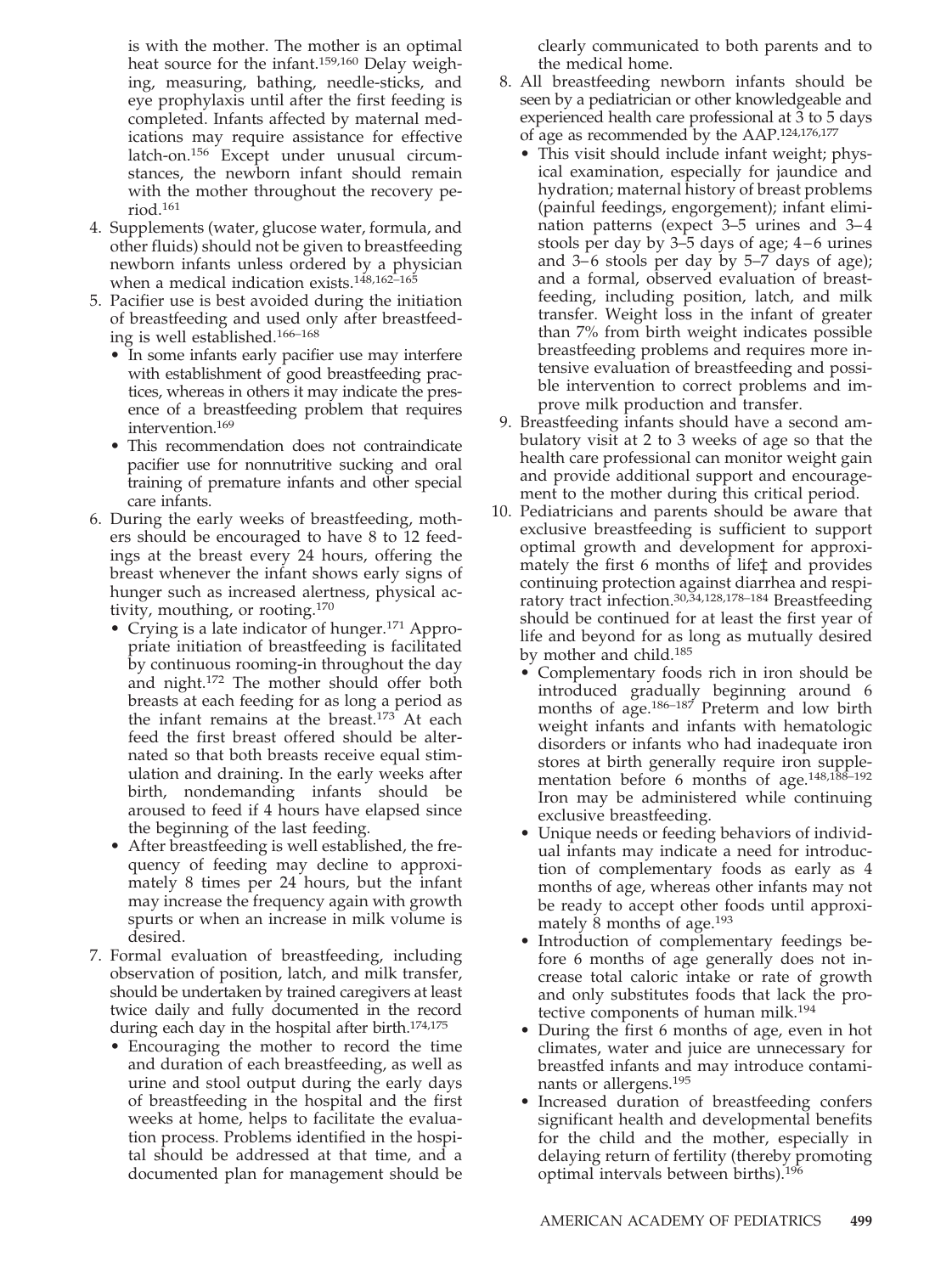is with the mother. The mother is an optimal heat source for the infant.[159,160] Delay weighing, measuring, bathing, needle-sticks, and eye prophylaxis until after the first feeding is completed. Infants affected by maternal medications may require assistance for effective latch-on.[156] Except under unusual circumstances, the newborn infant should remain with the mother throughout the recovery period.[161]

4. Supplements (water, glucose water, formula, and other fluids) should not be given to breastfeeding newborn infants unless ordered by a physician when a medical indication exists.[148,162–165]
5. Pacifier use is best avoided during the initiation of breastfeeding and used only after breastfeeding is well established.[166–168]
   - In some infants early pacifier use may interfere with establishment of good breastfeeding practices, whereas in others it may indicate the presence of a breastfeeding problem that requires intervention.[169]
   - This recommendation does not contraindicate pacifier use for nonnutritive sucking and oral training of premature infants and other special care infants.
6. During the early weeks of breastfeeding, mothers should be encouraged to have 8 to 12 feedings at the breast every 24 hours, offering the breast whenever the infant shows early signs of hunger such as increased alertness, physical activity, mouthing, or rooting.[170]
   - Crying is a late indicator of hunger.[171] Appropriate initiation of breastfeeding is facilitated by continuous rooming-in throughout the day and night.[172] The mother should offer both breasts at each feeding for as long a period as the infant remains at the breast.[173] At each feed the first breast offered should be alternated so that both breasts receive equal stimulation and draining. In the early weeks after birth, nondemanding infants should be aroused to feed if 4 hours have elapsed since the beginning of the last feeding.
   - After breastfeeding is well established, the frequency of feeding may decline to approximately 8 times per 24 hours, but the infant may increase the frequency again with growth spurts or when an increase in milk volume is desired.
7. Formal evaluation of breastfeeding, including observation of position, latch, and milk transfer, should be undertaken by trained caregivers at least twice daily and fully documented in the record during each day in the hospital after birth.[174,175]
   - Encouraging the mother to record the time and duration of each breastfeeding, as well as urine and stool output during the early days of breastfeeding in the hospital and the first weeks at home, helps to facilitate the evaluation process. Problems identified in the hospital should be addressed at that time, and a documented plan for management should be clearly communicated to both parents and to the medical home.
8. All breastfeeding newborn infants should be seen by a pediatrician or other knowledgeable and experienced health care professional at 3 to 5 days of age as recommended by the AAP.[124,176,177]
   - This visit should include infant weight; physical examination, especially for jaundice and hydration; maternal history of breast problems (painful feedings, engorgement); infant elimination patterns (expect 3–5 urines and 3–4 stools per day by 3–5 days of age; 4–6 urines and 3–6 stools per day by 5–7 days of age); and a formal, observed evaluation of breastfeeding, including position, latch, and milk transfer. Weight loss in the infant of greater than 7% from birth weight indicates possible breastfeeding problems and requires more intensive evaluation of breastfeeding and possible intervention to correct problems and improve milk production and transfer.
9. Breastfeeding infants should have a second ambulatory visit at 2 to 3 weeks of age so that the health care professional can monitor weight gain and provide additional support and encouragement to the mother during this critical period.
10. Pediatricians and parents should be aware that exclusive breastfeeding is sufficient to support optimal growth and development for approximately the first 6 months of life‡ and provides continuing protection against diarrhea and respiratory tract infection.[30,34,128,178–184] Breastfeeding should be continued for at least the first year of life and beyond for as long as mutually desired by mother and child.[185]
    - Complementary foods rich in iron should be introduced gradually beginning around 6 months of age.[186–187] Preterm and low birth weight infants and infants with hematologic disorders or infants who had inadequate iron stores at birth generally require iron supplementation before 6 months of age.[148,188–192] Iron may be administered while continuing exclusive breastfeeding.
    - Unique needs or feeding behaviors of individual infants may indicate a need for introduction of complementary foods as early as 4 months of age, whereas other infants may not be ready to accept other foods until approximately 8 months of age.[193]
    - Introduction of complementary feedings before 6 months of age generally does not increase total caloric intake or rate of growth and only substitutes foods that lack the protective components of human milk.[194]
    - During the first 6 months of age, even in hot climates, water and juice are unnecessary for breastfed infants and may introduce contaminants or allergens.[195]
    - Increased duration of breastfeeding confers significant health and developmental benefits for the child and the mother, especially in delaying return of fertility (thereby promoting optimal intervals between births).[196]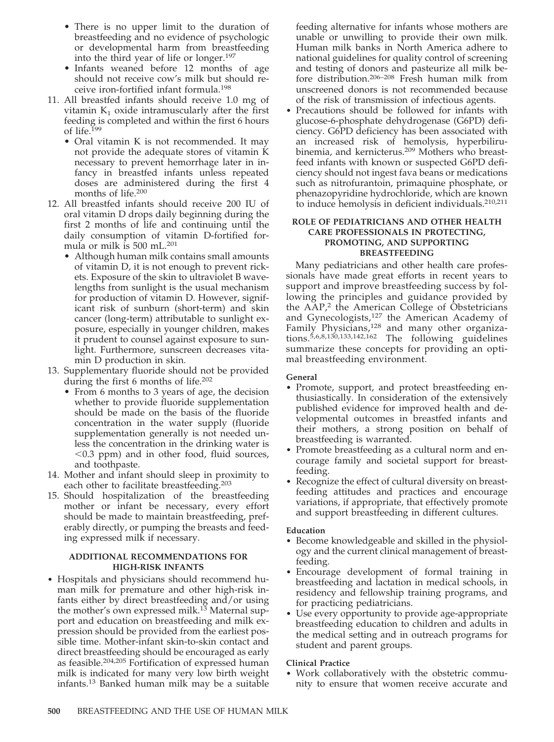- There is no upper limit to the duration of breastfeeding and no evidence of psychologic or developmental harm from breastfeeding into the third year of life or longer.[197]
- Infants weaned before 12 months of age should not receive cow's milk but should receive iron-fortified infant formula.[198]

11. All breastfed infants should receive 1.0 mg of vitamin $K_1$ oxide intramuscularly after the first feeding is completed and within the first 6 hours of life.[199]
    - Oral vitamin K is not recommended. It may not provide the adequate stores of vitamin K necessary to prevent hemorrhage later in infancy in breastfed infants unless repeated doses are administered during the first 4 months of life.[200]
12. All breastfed infants should receive 200 IU of oral vitamin D drops daily beginning during the first 2 months of life and continuing until the daily consumption of vitamin D-fortified formula or milk is 500 mL.[201]
    - Although human milk contains small amounts of vitamin D, it is not enough to prevent rickets. Exposure of the skin to ultraviolet B wavelengths from sunlight is the usual mechanism for production of vitamin D. However, significant risk of sunburn (short-term) and skin cancer (long-term) attributable to sunlight exposure, especially in younger children, makes it prudent to counsel against exposure to sunlight. Furthermore, sunscreen decreases vitamin D production in skin.
13. Supplementary fluoride should not be provided during the first 6 months of life.[202]
    - From 6 months to 3 years of age, the decision whether to provide fluoride supplementation should be made on the basis of the fluoride concentration in the water supply (fluoride supplementation generally is not needed unless the concentration in the drinking water is <0.3 ppm) and in other food, fluid sources, and toothpaste.
14. Mother and infant should sleep in proximity to each other to facilitate breastfeeding.[203]
15. Should hospitalization of the breastfeeding mother or infant be necessary, every effort should be made to maintain breastfeeding, preferably directly, or pumping the breasts and feeding expressed milk if necessary.

## ADDITIONAL RECOMMENDATIONS FOR HIGH-RISK INFANTS

- Hospitals and physicians should recommend human milk for premature and other high-risk infants either by direct breastfeeding and/or using the mother's own expressed milk.[13] Maternal support and education on breastfeeding and milk expression should be provided from the earliest possible time. Mother-infant skin-to-skin contact and direct breastfeeding should be encouraged as early as feasible.[204,205] Fortification of expressed human milk is indicated for many very low birth weight infants.[13] Banked human milk may be a suitable feeding alternative for infants whose mothers are unable or unwilling to provide their own milk. Human milk banks in North America adhere to national guidelines for quality control of screening and testing of donors and pasteurize all milk before distribution.[206–208] Fresh human milk from unscreened donors is not recommended because of the risk of transmission of infectious agents.
- Precautions should be followed for infants with glucose-6-phosphate dehydrogenase (G6PD) deficiency. G6PD deficiency has been associated with an increased risk of hemolysis, hyperbilirubinemia, and kernicterus.[209] Mothers who breastfeed infants with known or suspected G6PD deficiency should not ingest fava beans or medications such as nitrofurantoin, primaquine phosphate, or phenazopyridine hydrochloride, which are known to induce hemolysis in deficient individuals.[210,211]

## ROLE OF PEDIATRICIANS AND OTHER HEALTH CARE PROFESSIONALS IN PROTECTING, PROMOTING, AND SUPPORTING BREASTFEEDING

Many pediatricians and other health care professionals have made great efforts in recent years to support and improve breastfeeding success by following the principles and guidance provided by the AAP,[2] the American College of Obstetricians and Gynecologists,[127] the American Academy of Family Physicians,[128] and many other organizations.[5,6,8,130,133,142,162] The following guidelines summarize these concepts for providing an optimal breastfeeding environment.

### General

- Promote, support, and protect breastfeeding enthusiastically. In consideration of the extensively published evidence for improved health and developmental outcomes in breastfed infants and their mothers, a strong position on behalf of breastfeeding is warranted.
- Promote breastfeeding as a cultural norm and encourage family and societal support for breastfeeding.
- Recognize the effect of cultural diversity on breastfeeding attitudes and practices and encourage variations, if appropriate, that effectively promote and support breastfeeding in different cultures.

### Education

- Become knowledgeable and skilled in the physiology and the current clinical management of breastfeeding.
- Encourage development of formal training in breastfeeding and lactation in medical schools, in residency and fellowship training programs, and for practicing pediatricians.
- Use every opportunity to provide age-appropriate breastfeeding education to children and adults in the medical setting and in outreach programs for student and parent groups.

### Clinical Practice

- Work collaboratively with the obstetric community to ensure that women receive accurate and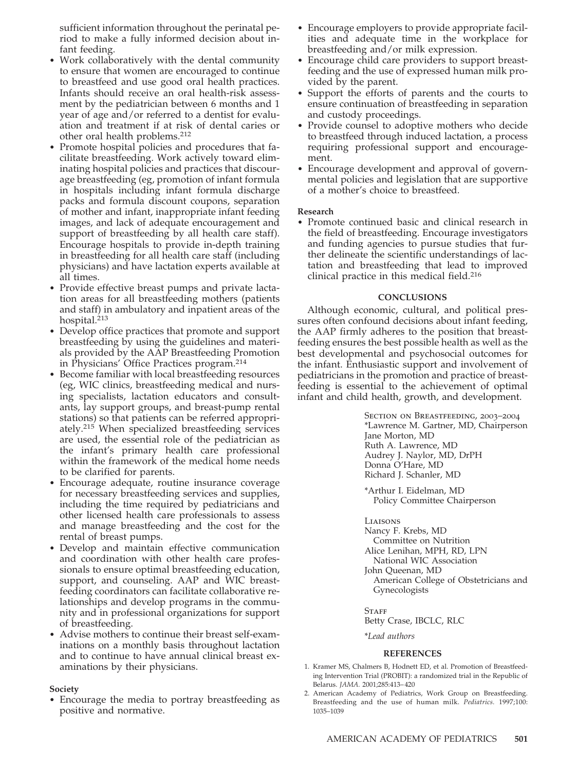sufficient information throughout the perinatal period to make a fully informed decision about infant feeding.

- Work collaboratively with the dental community to ensure that women are encouraged to continue to breastfeed and use good oral health practices. Infants should receive an oral health-risk assessment by the pediatrician between 6 months and 1 year of age and/or referred to a dentist for evaluation and treatment if at risk of dental caries or other oral health problems.[212]
- Promote hospital policies and procedures that facilitate breastfeeding. Work actively toward eliminating hospital policies and practices that discourage breastfeeding (eg, promotion of infant formula in hospitals including infant formula discharge packs and formula discount coupons, separation of mother and infant, inappropriate infant feeding images, and lack of adequate encouragement and support of breastfeeding by all health care staff). Encourage hospitals to provide in-depth training in breastfeeding for all health care staff (including physicians) and have lactation experts available at all times.
- Provide effective breast pumps and private lactation areas for all breastfeeding mothers (patients and staff) in ambulatory and inpatient areas of the hospital.[213]
- Develop office practices that promote and support breastfeeding by using the guidelines and materials provided by the AAP Breastfeeding Promotion in Physicians' Office Practices program.[214]
- Become familiar with local breastfeeding resources (eg, WIC clinics, breastfeeding medical and nursing specialists, lactation educators and consultants, lay support groups, and breast-pump rental stations) so that patients can be referred appropriately.[215] When specialized breastfeeding services are used, the essential role of the pediatrician as the infant's primary health care professional within the framework of the medical home needs to be clarified for parents.
- Encourage adequate, routine insurance coverage for necessary breastfeeding services and supplies, including the time required by pediatricians and other licensed health care professionals to assess and manage breastfeeding and the cost for the rental of breast pumps.
- Develop and maintain effective communication and coordination with other health care professionals to ensure optimal breastfeeding education, support, and counseling. AAP and WIC breastfeeding coordinators can facilitate collaborative relationships and develop programs in the community and in professional organizations for support of breastfeeding.
- Advise mothers to continue their breast self-examinations on a monthly basis throughout lactation and to continue to have annual clinical breast examinations by their physicians.

**Society**

- Encourage the media to portray breastfeeding as positive and normative.
- Encourage employers to provide appropriate facilities and adequate time in the workplace for breastfeeding and/or milk expression.
- Encourage child care providers to support breastfeeding and the use of expressed human milk provided by the parent.
- Support the efforts of parents and the courts to ensure continuation of breastfeeding in separation and custody proceedings.
- Provide counsel to adoptive mothers who decide to breastfeed through induced lactation, a process requiring professional support and encouragement.
- Encourage development and approval of governmental policies and legislation that are supportive of a mother's choice to breastfeed.

**Research**

- Promote continued basic and clinical research in the field of breastfeeding. Encourage investigators and funding agencies to pursue studies that further delineate the scientific understandings of lactation and breastfeeding that lead to improved clinical practice in this medical field.[216]

## CONCLUSIONS

Although economic, cultural, and political pressures often confound decisions about infant feeding, the AAP firmly adheres to the position that breastfeeding ensures the best possible health as well as the best developmental and psychosocial outcomes for the infant. Enthusiastic support and involvement of pediatricians in the promotion and practice of breastfeeding is essential to the achievement of optimal infant and child health, growth, and development.

SECTION ON BREASTFEEDING, 2003–2004
*Lawrence M. Gartner, MD, Chairperson
Jane Morton, MD
Ruth A. Lawrence, MD
Audrey J. Naylor, MD, DrPH
Donna O'Hare, MD
Richard J. Schanler, MD

*Arthur I. Eidelman, MD
Policy Committee Chairperson

LIAISONS
Nancy F. Krebs, MD
Committee on Nutrition
Alice Lenihan, MPH, RD, LPN
National WIC Association
John Queenan, MD
American College of Obstetricians and Gynecologists

STAFF
Betty Crase, IBCLC, RLC

*\*Lead authors*

## REFERENCES

1. Kramer MS, Chalmers B, Hodnett ED, et al. Promotion of Breastfeeding Intervention Trial (PROBIT): a randomized trial in the Republic of Belarus. *JAMA*. 2001;285:413–420
2. American Academy of Pediatrics, Work Group on Breastfeeding. Breastfeeding and the use of human milk. *Pediatrics*. 1997;100:1035–1039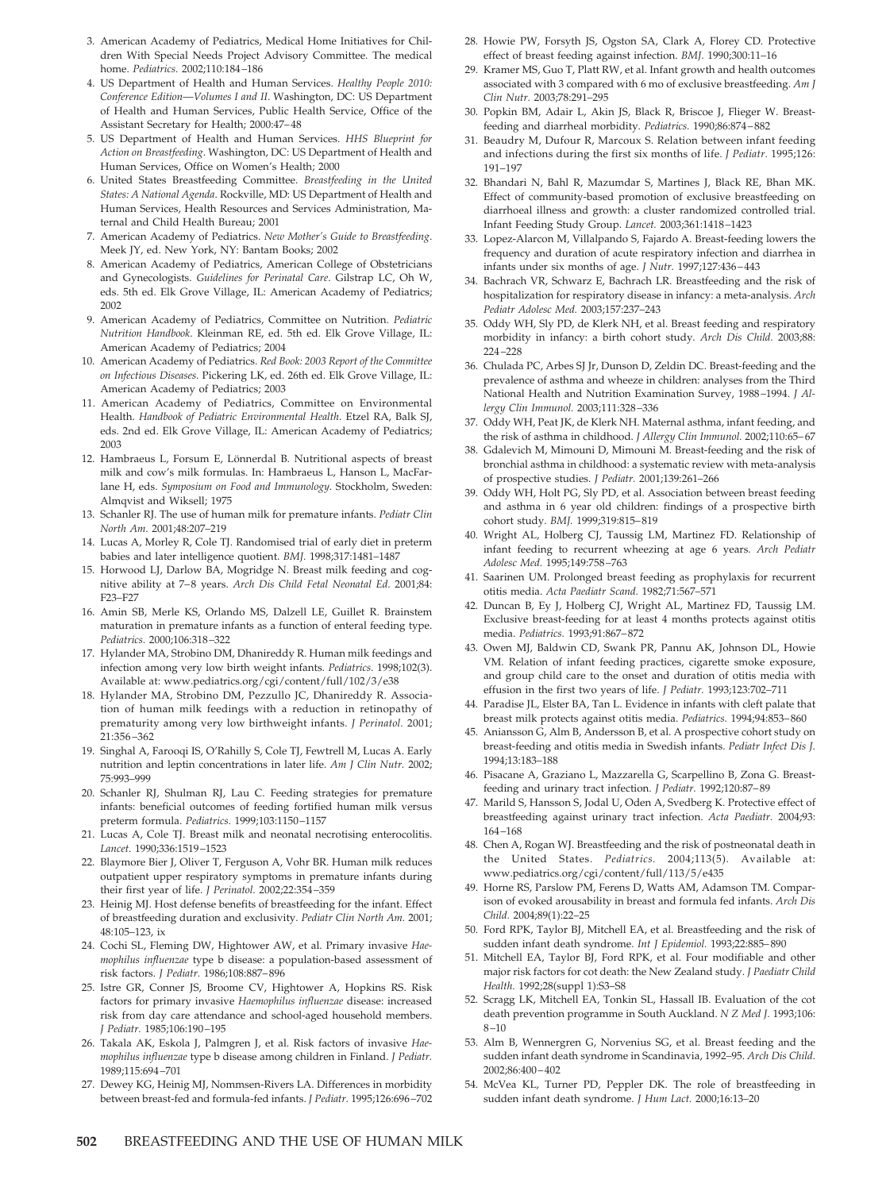3. American Academy of Pediatrics, Medical Home Initiatives for Children With Special Needs Project Advisory Committee. The medical home. *Pediatrics.* 2002;110:184–186
4. US Department of Health and Human Services. *Healthy People 2010: Conference Edition—Volumes I and II*. Washington, DC: US Department of Health and Human Services, Public Health Service, Office of the Assistant Secretary for Health; 2000:47–48
5. US Department of Health and Human Services. *HHS Blueprint for Action on Breastfeeding*. Washington, DC: US Department of Health and Human Services, Office on Women's Health; 2000
6. United States Breastfeeding Committee. *Breastfeeding in the United States: A National Agenda*. Rockville, MD: US Department of Health and Human Services, Health Resources and Services Administration, Maternal and Child Health Bureau; 2001
7. American Academy of Pediatrics. *New Mother's Guide to Breastfeeding*. Meek JY, ed. New York, NY: Bantam Books; 2002
8. American Academy of Pediatrics, American College of Obstetricians and Gynecologists. *Guidelines for Perinatal Care*. Gilstrap LC, Oh W, eds. 5th ed. Elk Grove Village, IL: American Academy of Pediatrics; 2002
9. American Academy of Pediatrics, Committee on Nutrition. *Pediatric Nutrition Handbook*. Kleinman RE, ed. 5th ed. Elk Grove Village, IL: American Academy of Pediatrics; 2004
10. American Academy of Pediatrics. *Red Book: 2003 Report of the Committee on Infectious Diseases*. Pickering LK, ed. 26th ed. Elk Grove Village, IL: American Academy of Pediatrics; 2003
11. American Academy of Pediatrics, Committee on Environmental Health. *Handbook of Pediatric Environmental Health*. Etzel RA, Balk SJ, eds. 2nd ed. Elk Grove Village, IL: American Academy of Pediatrics; 2003
12. Hambraeus L, Forsum E, Lönnerdal B. Nutritional aspects of breast milk and cow's milk formulas. In: Hambraeus L, Hanson L, MacFarlane H, eds. *Symposium on Food and Immunology*. Stockholm, Sweden: Almqvist and Wiksell; 1975
13. Schanler RJ. The use of human milk for premature infants. *Pediatr Clin North Am.* 2001;48:207–219
14. Lucas A, Morley R, Cole TJ. Randomised trial of early diet in preterm babies and later intelligence quotient. *BMJ.* 1998;317:1481–1487
15. Horwood LJ, Darlow BA, Mogridge N. Breast milk feeding and cognitive ability at 7–8 years. *Arch Dis Child Fetal Neonatal Ed.* 2001;84: F23–F27
16. Amin SB, Merle KS, Orlando MS, Dalzell LE, Guillet R. Brainstem maturation in premature infants as a function of enteral feeding type. *Pediatrics.* 2000;106:318–322
17. Hylander MA, Strobino DM, Dhanireddy R. Human milk feedings and infection among very low birth weight infants. *Pediatrics.* 1998;102(3). Available at: www.pediatrics.org/cgi/content/full/102/3/e38
18. Hylander MA, Strobino DM, Pezzullo JC, Dhanireddy R. Association of human milk feedings with a reduction in retinopathy of prematurity among very low birthweight infants. *J Perinatol.* 2001; 21:356–362
19. Singhal A, Farooqi IS, O'Rahilly S, Cole TJ, Fewtrell M, Lucas A. Early nutrition and leptin concentrations in later life. *Am J Clin Nutr.* 2002; 75:993–999
20. Schanler RJ, Shulman RJ, Lau C. Feeding strategies for premature infants: beneficial outcomes of feeding fortified human milk versus preterm formula. *Pediatrics.* 1999;103:1150–1157
21. Lucas A, Cole TJ. Breast milk and neonatal necrotising enterocolitis. *Lancet.* 1990;336:1519–1523
22. Blaymore Bier J, Oliver T, Ferguson A, Vohr BR. Human milk reduces outpatient upper respiratory symptoms in premature infants during their first year of life. *J Perinatol.* 2002;22:354–359
23. Heinig MJ. Host defense benefits of breastfeeding for the infant. Effect of breastfeeding duration and exclusivity. *Pediatr Clin North Am.* 2001; 48:105–123, ix
24. Cochi SL, Fleming DW, Hightower AW, et al. Primary invasive *Haemophilus influenzae* type b disease: a population-based assessment of risk factors. *J Pediatr.* 1986;108:887–896
25. Istre GR, Conner JS, Broome CV, Hightower A, Hopkins RS. Risk factors for primary invasive *Haemophilus influenzae* disease: increased risk from day care attendance and school-aged household members. *J Pediatr.* 1985;106:190–195
26. Takala AK, Eskola J, Palmgren J, et al. Risk factors of invasive *Haemophilus influenzae* type b disease among children in Finland. *J Pediatr.* 1989;115:694–701
27. Dewey KG, Heinig MJ, Nommsen-Rivers LA. Differences in morbidity between breast-fed and formula-fed infants. *J Pediatr.* 1995;126:696–702
28. Howie PW, Forsyth JS, Ogston SA, Clark A, Florey CD. Protective effect of breast feeding against infection. *BMJ.* 1990;300:11–16
29. Kramer MS, Guo T, Platt RW, et al. Infant growth and health outcomes associated with 3 compared with 6 mo of exclusive breastfeeding. *Am J Clin Nutr.* 2003;78:291–295
30. Popkin BM, Adair L, Akin JS, Black R, Briscoe J, Flieger W. Breastfeeding and diarrheal morbidity. *Pediatrics.* 1990;86:874–882
31. Beaudry M, Dufour R, Marcoux S. Relation between infant feeding and infections during the first six months of life. *J Pediatr.* 1995;126: 191–197
32. Bhandari N, Bahl R, Mazumdar S, Martines J, Black RE, Bhan MK. Effect of community-based promotion of exclusive breastfeeding on diarrhoeal illness and growth: a cluster randomized controlled trial. Infant Feeding Study Group. *Lancet.* 2003;361:1418–1423
33. Lopez-Alarcon M, Villalpando S, Fajardo A. Breast-feeding lowers the frequency and duration of acute respiratory infection and diarrhea in infants under six months of age. *J Nutr.* 1997;127:436–443
34. Bachrach VR, Schwarz E, Bachrach LR. Breastfeeding and the risk of hospitalization for respiratory disease in infancy: a meta-analysis. *Arch Pediatr Adolesc Med.* 2003;157:237–243
35. Oddy WH, Sly PD, de Klerk NH, et al. Breast feeding and respiratory morbidity in infancy: a birth cohort study. *Arch Dis Child.* 2003;88: 224–228
36. Chulada PC, Arbes SJ Jr, Dunson D, Zeldin DC. Breast-feeding and the prevalence of asthma and wheeze in children: analyses from the Third National Health and Nutrition Examination Survey, 1988–1994. *J Allergy Clin Immunol.* 2003;111:328–336
37. Oddy WH, Peat JK, de Klerk NH. Maternal asthma, infant feeding, and the risk of asthma in childhood. *J Allergy Clin Immunol.* 2002;110:65–67
38. Gdalevich M, Mimouni D, Mimouni M. Breast-feeding and the risk of bronchial asthma in childhood: a systematic review with meta-analysis of prospective studies. *J Pediatr.* 2001;139:261–266
39. Oddy WH, Holt PG, Sly PD, et al. Association between breast feeding and asthma in 6 year old children: findings of a prospective birth cohort study. *BMJ.* 1999;319:815–819
40. Wright AL, Holberg CJ, Taussig LM, Martinez FD. Relationship of infant feeding to recurrent wheezing at age 6 years. *Arch Pediatr Adolesc Med.* 1995;149:758–763
41. Saarinen UM. Prolonged breast feeding as prophylaxis for recurrent otitis media. *Acta Paediatr Scand.* 1982;71:567–571
42. Duncan B, Ey J, Holberg CJ, Wright AL, Martinez FD, Taussig LM. Exclusive breast-feeding for at least 4 months protects against otitis media. *Pediatrics.* 1993;91:867–872
43. Owen MJ, Baldwin CD, Swank PR, Pannu AK, Johnson DL, Howie VM. Relation of infant feeding practices, cigarette smoke exposure, and group child care to the onset and duration of otitis media with effusion in the first two years of life. *J Pediatr.* 1993;123:702–711
44. Paradise JL, Elster BA, Tan L. Evidence in infants with cleft palate that breast milk protects against otitis media. *Pediatrics.* 1994;94:853–860
45. Aniansson G, Alm B, Andersson B, et al. A prospective cohort study on breast-feeding and otitis media in Swedish infants. *Pediatr Infect Dis J.* 1994;13:183–188
46. Pisacane A, Graziano L, Mazzarella G, Scarpellino B, Zona G. Breastfeeding and urinary tract infection. *J Pediatr.* 1992;120:87–89
47. Marild S, Hansson S, Jodal U, Oden A, Svedberg K. Protective effect of breastfeeding against urinary tract infection. *Acta Paediatr.* 2004;93: 164–168
48. Chen A, Rogan WJ. Breastfeeding and the risk of postneonatal death in the United States. *Pediatrics.* 2004;113(5). Available at: www.pediatrics.org/cgi/content/full/113/5/e435
49. Horne RS, Parslow PM, Ferens D, Watts AM, Adamson TM. Comparison of evoked arousability in breast and formula fed infants. *Arch Dis Child.* 2004;89(1):22–25
50. Ford RPK, Taylor BJ, Mitchell EA, et al. Breastfeeding and the risk of sudden infant death syndrome. *Int J Epidemiol.* 1993;22:885–890
51. Mitchell EA, Taylor BJ, Ford RPK, et al. Four modifiable and other major risk factors for cot death: the New Zealand study. *J Paediatr Child Health.* 1992;28(suppl 1):S3–S8
52. Scragg LK, Mitchell EA, Tonkin SL, Hassall IB. Evaluation of the cot death prevention programme in South Auckland. *N Z Med J.* 1993;106: 8–10
53. Alm B, Wennergren G, Norvenius SG, et al. Breast feeding and the sudden infant death syndrome in Scandinavia, 1992–95. *Arch Dis Child.* 2002;86:400–402
54. McVea KL, Turner PD, Peppler DK. The role of breastfeeding in sudden infant death syndrome. *J Hum Lact.* 2000;16:13–20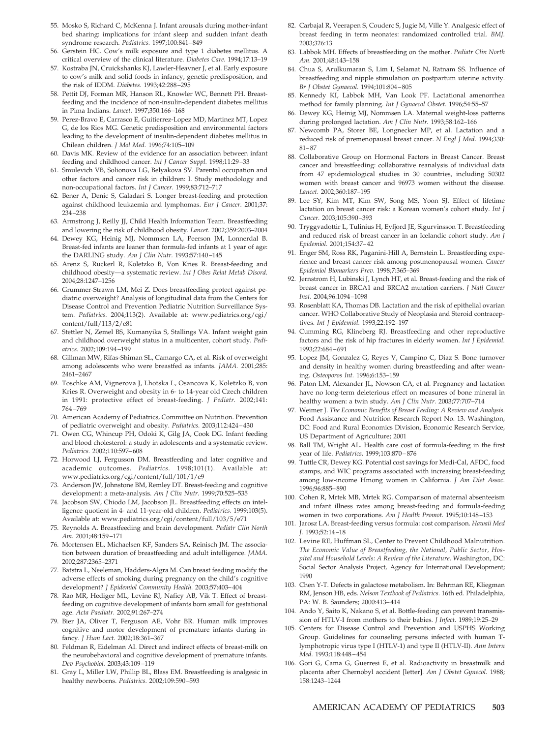55. Mosko S, Richard C, McKenna J. Infant arousals during mother-infant bed sharing: implications for infant sleep and sudden infant death syndrome research. *Pediatrics.* 1997;100:841–849
56. Gerstein HC. Cow's milk exposure and type 1 diabetes mellitus. A critical overview of the clinical literature. *Diabetes Care.* 1994;17:13–19
57. Kostraba JN, Cruickshanks KJ, Lawler-Heavner J, et al. Early exposure to cow's milk and solid foods in infancy, genetic predisposition, and the risk of IDDM. *Diabetes.* 1993;42:288–295
58. Pettit DJ, Forman MR, Hanson RL, Knowler WC, Bennett PH. Breastfeeding and the incidence of non-insulin-dependent diabetes mellitus in Pima Indians. *Lancet.* 1997;350:166–168
59. Perez-Bravo E, Carrasco E, Guitierrez-Lopez MD, Martinez MT, Lopez G, de los Rios MG. Genetic predisposition and environmental factors leading to the development of insulin-dependent diabetes mellitus in Chilean children. *J Mol Med.* 1996;74:105–109
60. Davis MK. Review of the evidence for an association between infant feeding and childhood cancer. *Int J Cancer Suppl.* 1998;11:29–33
61. Smulevich VB, Solionova LG, Belyakova SV. Parental occupation and other factors and cancer risk in children: I. Study methodology and non-occupational factors. *Int J Cancer.* 1999;83:712–717
62. Bener A, Denic S, Galadari S. Longer breast-feeding and protection against childhood leukaemia and lymphomas. *Eur J Cancer.* 2001;37: 234–238
63. Armstrong J, Reilly JJ, Child Health Information Team. Breastfeeding and lowering the risk of childhood obesity. *Lancet.* 2002;359:2003–2004
64. Dewey KG, Heinig MJ, Nommsen LA, Peerson JM, Lonnerdal B. Breast-fed infants are leaner than formula-fed infants at 1 year of age: the DARLING study. *Am J Clin Nutr.* 1993;57:140–145
65. Arenz S, Ruckerl R, Koletzko B, Von Kries R. Breast-feeding and childhood obesity—a systematic review. *Int J Obes Relat Metab Disord.* 2004;28:1247–1256
66. Grummer-Strawn LM, Mei Z. Does breastfeeding protect against pediatric overweight? Analysis of longitudinal data from the Centers for Disease Control and Prevention Pediatric Nutrition Surveillance System. *Pediatrics.* 2004;113(2). Available at: www.pediatrics.org/cgi/content/full/113/2/e81
67. Stettler N, Zemel BS, Kumanyika S, Stallings VA. Infant weight gain and childhood overweight status in a multicenter, cohort study. *Pediatrics.* 2002;109:194–199
68. Gillman MW, Rifas-Shiman SL, Camargo CA, et al. Risk of overweight among adolescents who were breastfed as infants. *JAMA.* 2001;285: 2461–2467
69. Toschke AM, Vignerova J, Lhotska L, Osancova K, Koletzko B, von Kries R. Overweight and obesity in 6- to 14-year old Czech children in 1991: protective effect of breast-feeding. *J Pediatr.* 2002;141: 764–769
70. American Academy of Pediatrics, Committee on Nutrition. Prevention of pediatric overweight and obesity. *Pediatrics.* 2003;112:424–430
71. Owen CG, Whincup PH, Odoki K, Gilg JA, Cook DG. Infant feeding and blood cholesterol: a study in adolescents and a systematic review. *Pediatrics.* 2002;110:597–608
72. Horwood LJ, Fergusson DM. Breastfeeding and later cognitive and academic outcomes. *Pediatrics.* 1998;101(1). Available at: www.pediatrics.org/cgi/content/full/101/1/e9
73. Anderson JW, Johnstone BM, Remley DT. Breast-feeding and cognitive development: a meta-analysis. *Am J Clin Nutr.* 1999;70:525–535
74. Jacobson SW, Chiodo LM, Jacobson JL. Breastfeeding effects on intelligence quotient in 4- and 11-year-old children. *Pediatrics.* 1999;103(5). Available at: www.pediatrics.org/cgi/content/full/103/5/e71
75. Reynolds A. Breastfeeding and brain development. *Pediatr Clin North Am.* 2001;48:159–171
76. Mortensen EL, Michaelsen KF, Sanders SA, Reinisch JM. The association between duration of breastfeeding and adult intelligence. *JAMA.* 2002;287:2365–2371
77. Batstra L, Neeleman, Hadders-Algra M. Can breast feeding modify the adverse effects of smoking during pregnancy on the child's cognitive development? *J Epidemiol Community Health.* 2003;57:403–404
78. Rao MR, Hediger ML, Levine RJ, Naficy AB, Vik T. Effect of breastfeeding on cognitive development of infants born small for gestational age. *Acta Paediatr.* 2002;91:267–274
79. Bier JA, Oliver T, Ferguson AE, Vohr BR. Human milk improves cognitive and motor development of premature infants during infancy. *J Hum Lact.* 2002;18:361–367
80. Feldman R, Eidelman AI. Direct and indirect effects of breast-milk on the neurobehavioral and cognitive development of premature infants. *Dev Psychobiol.* 2003;43:109–119
81. Gray L, Miller LW, Phillip BL, Blass EM. Breastfeeding is analgesic in healthy newborns. *Pediatrics.* 2002;109:590–593
82. Carbajal R, Veerapen S, Couderc S, Jugie M, Ville Y. Analgesic effect of breast feeding in term neonates: randomized controlled trial. *BMJ.* 2003;326:13
83. Labbok MH. Effects of breastfeeding on the mother. *Pediatr Clin North Am.* 2001;48:143–158
84. Chua S, Arulkumaran S, Lim I, Selamat N, Ratnam SS. Influence of breastfeeding and nipple stimulation on postpartum uterine activity. *Br J Obstet Gynaecol.* 1994;101:804–805
85. Kennedy KI, Labbok MH, Van Look PF. Lactational amenorrhea method for family planning. *Int J Gynaecol Obstet.* 1996;54:55–57
86. Dewey KG, Heinig MJ, Nommsen LA. Maternal weight-loss patterns during prolonged lactation. *Am J Clin Nutr.* 1993;58:162–166
87. Newcomb PA, Storer BE, Longnecker MP, et al. Lactation and a reduced risk of premenopausal breast cancer. *N Engl J Med.* 1994;330: 81–87
88. Collaborative Group on Hormonal Factors in Breast Cancer. Breast cancer and breastfeeding: collaborative reanalysis of individual data from 47 epidemiological studies in 30 countries, including 50302 women with breast cancer and 96973 women without the disease. *Lancet.* 2002;360:187–195
89. Lee SY, Kim MT, Kim SW, Song MS, Yoon SJ. Effect of lifetime lactation on breast cancer risk: a Korean women's cohort study. *Int J Cancer.* 2003;105:390–393
90. Tryggvadottir L, Tulinius H, Eyfjord JE, Sigurvinsson T. Breastfeeding and reduced risk of breast cancer in an Icelandic cohort study. *Am J Epidemiol.* 2001;154:37–42
91. Enger SM, Ross RK, Paganini-Hill A, Bernstein L. Breastfeeding experience and breast cancer risk among postmenopausal women. *Cancer Epidemiol Biomarkers Prev.* 1998;7:365–369
92. Jernstrom H, Lubinski J, Lynch HT, et al. Breast-feeding and the risk of breast cancer in BRCA1 and BRCA2 mutation carriers. *J Natl Cancer Inst.* 2004;96:1094–1098
93. Rosenblatt KA, Thomas DB. Lactation and the risk of epithelial ovarian cancer. WHO Collaborative Study of Neoplasia and Steroid contraceptives. *Int J Epidemiol.* 1993;22:192–197
94. Cumming RG, Klineberg RJ. Breastfeeding and other reproductive factors and the risk of hip fractures in elderly women. *Int J Epidemiol.* 1993;22:684–691
95. Lopez JM, Gonzalez G, Reyes V, Campino C, Diaz S. Bone turnover and density in healthy women during breastfeeding and after weaning. *Osteoporos Int.* 1996;6:153–159
96. Paton LM, Alexander JL, Nowson CA, et al. Pregnancy and lactation have no long-term deleterious effect on measures of bone mineral in healthy women: a twin study. *Am J Clin Nutr.* 2003;77:707–714
97. Weimer J. *The Economic Benefits of Breast Feeding: A Review and Analysis.* Food Assistance and Nutrition Research Report No. 13. Washington, DC: Food and Rural Economics Division, Economic Research Service, US Department of Agriculture; 2001
98. Ball TM, Wright AL. Health care cost of formula-feeding in the first year of life. *Pediatrics.* 1999;103:870–876
99. Tuttle CR, Dewey KG. Potential cost savings for Medi-Cal, AFDC, food stamps, and WIC programs associated with increasing breast-feeding among low-income Hmong women in California. *J Am Diet Assoc.* 1996;96:885–890
100. Cohen R, Mrtek MB, Mrtek RG. Comparison of maternal absenteeism and infant illness rates among breast-feeding and formula-feeding women in two corporations. *Am J Health Promot.* 1995;10:148–153
101. Jarosz LA. Breast-feeding versus formula: cost comparison. *Hawaii Med J.* 1993;52:14–18
102. Levine RE, Huffman SL, Center to Prevent Childhood Malnutrition. *The Economic Value of Breastfeeding, the National, Public Sector, Hospital and Household Levels: A Review of the Literature.* Washington, DC: Social Sector Analysis Project, Agency for International Development; 1990
103. Chen Y-T. Defects in galactose metabolism. In: Behrman RE, Kliegman RM, Jenson HB, eds. *Nelson Textbook of Pediatrics.* 16th ed. Philadelphia, PA: W. B. Saunders; 2000:413–414
104. Ando Y, Saito K, Nakano S, et al. Bottle-feeding can prevent transmission of HTLV-I from mothers to their babies. *J Infect.* 1989;19:25–29
105. Centers for Disease Control and Prevention and USPHS Working Group. Guidelines for counseling persons infected with human T-lymphotropic virus type I (HTLV-1) and type II (HTLV-II). *Ann Intern Med.* 1993;118:448–454
106. Gori G, Cama G, Guerresi E, et al. Radioactivity in breastmilk and placenta after Chernobyl accident [letter]. *Am J Obstet Gynecol.* 1988; 158:1243–1244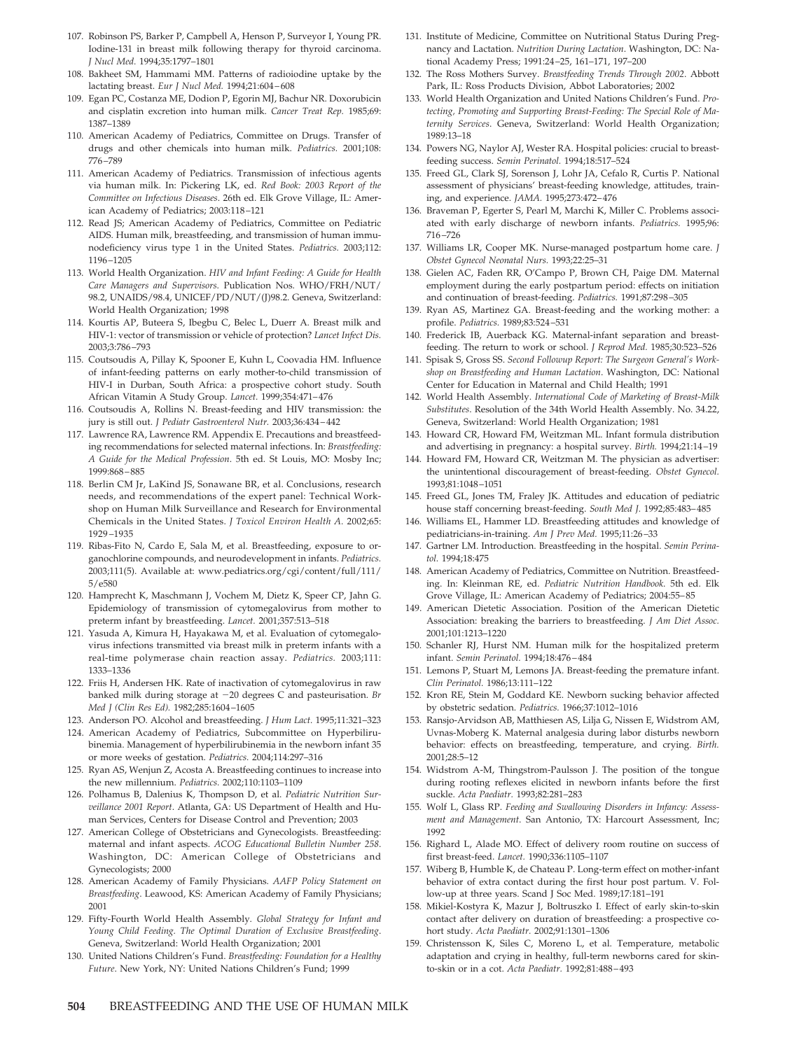107. Robinson PS, Barker P, Campbell A, Henson P, Surveyor I, Young PR. Iodine-131 in breast milk following therapy for thyroid carcinoma. *J Nucl Med.* 1994;35:1797–1801
108. Bakheet SM, Hammami MM. Patterns of radioiodine uptake by the lactating breast. *Eur J Nucl Med.* 1994;21:604–608
109. Egan PC, Costanza ME, Dodion P, Egorin MJ, Bachur NR. Doxorubicin and cisplatin excretion into human milk. *Cancer Treat Rep.* 1985;69: 1387–1389
110. American Academy of Pediatrics, Committee on Drugs. Transfer of drugs and other chemicals into human milk. *Pediatrics.* 2001;108: 776–789
111. American Academy of Pediatrics. Transmission of infectious agents via human milk. In: Pickering LK, ed. *Red Book: 2003 Report of the Committee on Infectious Diseases.* 26th ed. Elk Grove Village, IL: American Academy of Pediatrics; 2003:118–121
112. Read JS; American Academy of Pediatrics, Committee on Pediatric AIDS. Human milk, breastfeeding, and transmission of human immunodeficiency virus type 1 in the United States. *Pediatrics.* 2003;112: 1196–1205
113. World Health Organization. *HIV and Infant Feeding: A Guide for Health Care Managers and Supervisors.* Publication Nos. WHO/FRH/NUT/98.2, UNAIDS/98.4, UNICEF/PD/NUT/(J)98.2. Geneva, Switzerland: World Health Organization; 1998
114. Kourtis AP, Buteera S, Ibegbu C, Belec L, Duerr A. Breast milk and HIV-1: vector of transmission or vehicle of protection? *Lancet Infect Dis.* 2003;3:786–793
115. Coutsoudis A, Pillay K, Spooner E, Kuhn L, Coovadia HM. Influence of infant-feeding patterns on early mother-to-child transmission of HIV-I in Durban, South Africa: a prospective cohort study. South African Vitamin A Study Group. *Lancet.* 1999;354:471–476
116. Coutsoudis A, Rollins N. Breast-feeding and HIV transmission: the jury is still out. *J Pediatr Gastroenterol Nutr.* 2003;36:434–442
117. Lawrence RA, Lawrence RM. Appendix E. Precautions and breastfeeding recommendations for selected maternal infections. In: *Breastfeeding: A Guide for the Medical Profession.* 5th ed. St Louis, MO: Mosby Inc; 1999:868–885
118. Berlin CM Jr, LaKind JS, Sonawane BR, et al. Conclusions, research needs, and recommendations of the expert panel: Technical Workshop on Human Milk Surveillance and Research for Environmental Chemicals in the United States. *J Toxicol Environ Health A.* 2002;65: 1929–1935
119. Ribas-Fito N, Cardo E, Sala M, et al. Breastfeeding, exposure to organochlorine compounds, and neurodevelopment in infants. *Pediatrics.* 2003;111(5). Available at: www.pediatrics.org/cgi/content/full/111/5/e580
120. Hamprecht K, Maschmann J, Vochem M, Dietz K, Speer CP, Jahn G. Epidemiology of transmission of cytomegalovirus from mother to preterm infant by breastfeeding. *Lancet.* 2001;357:513–518
121. Yasuda A, Kimura H, Hayakawa M, et al. Evaluation of cytomegalovirus infections transmitted via breast milk in preterm infants with a real-time polymerase chain reaction assay. *Pediatrics.* 2003;111: 1333–1336
122. Friis H, Andersen HK. Rate of inactivation of cytomegalovirus in raw banked milk during storage at −20 degrees C and pasteurisation. *Br Med J (Clin Res Ed).* 1982;285:1604–1605
123. Anderson PO. Alcohol and breastfeeding. *J Hum Lact.* 1995;11:321–323
124. American Academy of Pediatrics, Subcommittee on Hyperbilirubinemia. Management of hyperbilirubinemia in the newborn infant 35 or more weeks of gestation. *Pediatrics.* 2004;114:297–316
125. Ryan AS, Wenjun Z, Acosta A. Breastfeeding continues to increase into the new millennium. *Pediatrics.* 2002;110:1103–1109
126. Polhamus B, Dalenius K, Thompson D, et al. *Pediatric Nutrition Surveillance 2001 Report.* Atlanta, GA: US Department of Health and Human Services, Centers for Disease Control and Prevention; 2003
127. American College of Obstetricians and Gynecologists. Breastfeeding: maternal and infant aspects. *ACOG Educational Bulletin Number 258.* Washington, DC: American College of Obstetricians and Gynecologists; 2000
128. American Academy of Family Physicians. *AAFP Policy Statement on Breastfeeding.* Leawood, KS: American Academy of Family Physicians; 2001
129. Fifty-Fourth World Health Assembly. *Global Strategy for Infant and Young Child Feeding. The Optimal Duration of Exclusive Breastfeeding.* Geneva, Switzerland: World Health Organization; 2001
130. United Nations Children's Fund. *Breastfeeding: Foundation for a Healthy Future.* New York, NY: United Nations Children's Fund; 1999
131. Institute of Medicine, Committee on Nutritional Status During Pregnancy and Lactation. *Nutrition During Lactation.* Washington, DC: National Academy Press; 1991:24–25, 161–171, 197–200
132. The Ross Mothers Survey. *Breastfeeding Trends Through 2002.* Abbott Park, IL: Ross Products Division, Abbot Laboratories; 2002
133. World Health Organization and United Nations Children's Fund. *Protecting, Promoting and Supporting Breast-Feeding: The Special Role of Maternity Services.* Geneva, Switzerland: World Health Organization; 1989:13–18
134. Powers NG, Naylor AJ, Wester RA. Hospital policies: crucial to breastfeeding success. *Semin Perinatol.* 1994;18:517–524
135. Freed GL, Clark SJ, Sorenson J, Lohr JA, Cefalo R, Curtis P. National assessment of physicians' breast-feeding knowledge, attitudes, training, and experience. *JAMA.* 1995;273:472–476
136. Braveman P, Egerter S, Pearl M, Marchi K, Miller C. Problems associated with early discharge of newborn infants. *Pediatrics.* 1995;96: 716–726
137. Williams LR, Cooper MK. Nurse-managed postpartum home care. *J Obstet Gynecol Neonatal Nurs.* 1993;22:25–31
138. Gielen AC, Faden RR, O'Campo P, Brown CH, Paige DM. Maternal employment during the early postpartum period: effects on initiation and continuation of breast-feeding. *Pediatrics.* 1991;87:298–305
139. Ryan AS, Martinez GA. Breast-feeding and the working mother: a profile. *Pediatrics.* 1989;83:524–531
140. Frederick IB, Auerback KG. Maternal-infant separation and breastfeeding. The return to work or school. *J Reprod Med.* 1985;30:523–526
141. Spisak S, Gross SS. *Second Followup Report: The Surgeon General's Workshop on Breastfeeding and Human Lactation.* Washington, DC: National Center for Education in Maternal and Child Health; 1991
142. World Health Assembly. *International Code of Marketing of Breast-Milk Substitutes.* Resolution of the 34th World Health Assembly. No. 34.22, Geneva, Switzerland: World Health Organization; 1981
143. Howard CR, Howard FM, Weitzman ML. Infant formula distribution and advertising in pregnancy: a hospital survey. *Birth.* 1994;21:14–19
144. Howard FM, Howard CR, Weitzman M. The physician as advertiser: the unintentional discouragement of breast-feeding. *Obstet Gynecol.* 1993;81:1048–1051
145. Freed GL, Jones TM, Fraley JK. Attitudes and education of pediatric house staff concerning breast-feeding. *South Med J.* 1992;85:483–485
146. Williams EL, Hammer LD. Breastfeeding attitudes and knowledge of pediatricians-in-training. *Am J Prev Med.* 1995;11:26–33
147. Gartner LM. Introduction. Breastfeeding in the hospital. *Semin Perinatol.* 1994;18:475
148. American Academy of Pediatrics, Committee on Nutrition. Breastfeeding. In: Kleinman RE, ed. *Pediatric Nutrition Handbook.* 5th ed. Elk Grove Village, IL: American Academy of Pediatrics; 2004:55–85
149. American Dietetic Association. Position of the American Dietetic Association: breaking the barriers to breastfeeding. *J Am Diet Assoc.* 2001;101:1213–1220
150. Schanler RJ, Hurst NM. Human milk for the hospitalized preterm infant. *Semin Perinatol.* 1994;18:476–484
151. Lemons P, Stuart M, Lemons JA. Breast-feeding the premature infant. *Clin Perinatol.* 1986;13:111–122
152. Kron RE, Stein M, Goddard KE. Newborn sucking behavior affected by obstetric sedation. *Pediatrics.* 1966;37:1012–1016
153. Ransjo-Arvidson AB, Matthiesen AS, Lilja G, Nissen E, Widstrom AM, Uvnas-Moberg K. Maternal analgesia during labor disturbs newborn behavior: effects on breastfeeding, temperature, and crying. *Birth.* 2001;28:5–12
154. Widstrom A-M, Thingstrom-Paulsson J. The position of the tongue during rooting reflexes elicited in newborn infants before the first suckle. *Acta Paediatr.* 1993;82:281–283
155. Wolf L, Glass RP. *Feeding and Swallowing Disorders in Infancy: Assessment and Management.* San Antonio, TX: Harcourt Assessment, Inc; 1992
156. Righard L, Alade MO. Effect of delivery room routine on success of first breast-feed. *Lancet.* 1990;336:1105–1107
157. Wiberg B, Humble K, de Chateau P. Long-term effect on mother-infant behavior of extra contact during the first hour post partum. V. Follow-up at three years. Scand J Soc Med. 1989;17:181–191
158. Mikiel-Kostyra K, Mazur J, Boltruszko I. Effect of early skin-to-skin contact after delivery on duration of breastfeeding: a prospective cohort study. *Acta Paediatr.* 2002;91:1301–1306
159. Christensson K, Siles C, Moreno L, et al. Temperature, metabolic adaptation and crying in healthy, full-term newborns cared for skin-to-skin or in a cot. *Acta Paediatr.* 1992;81:488–493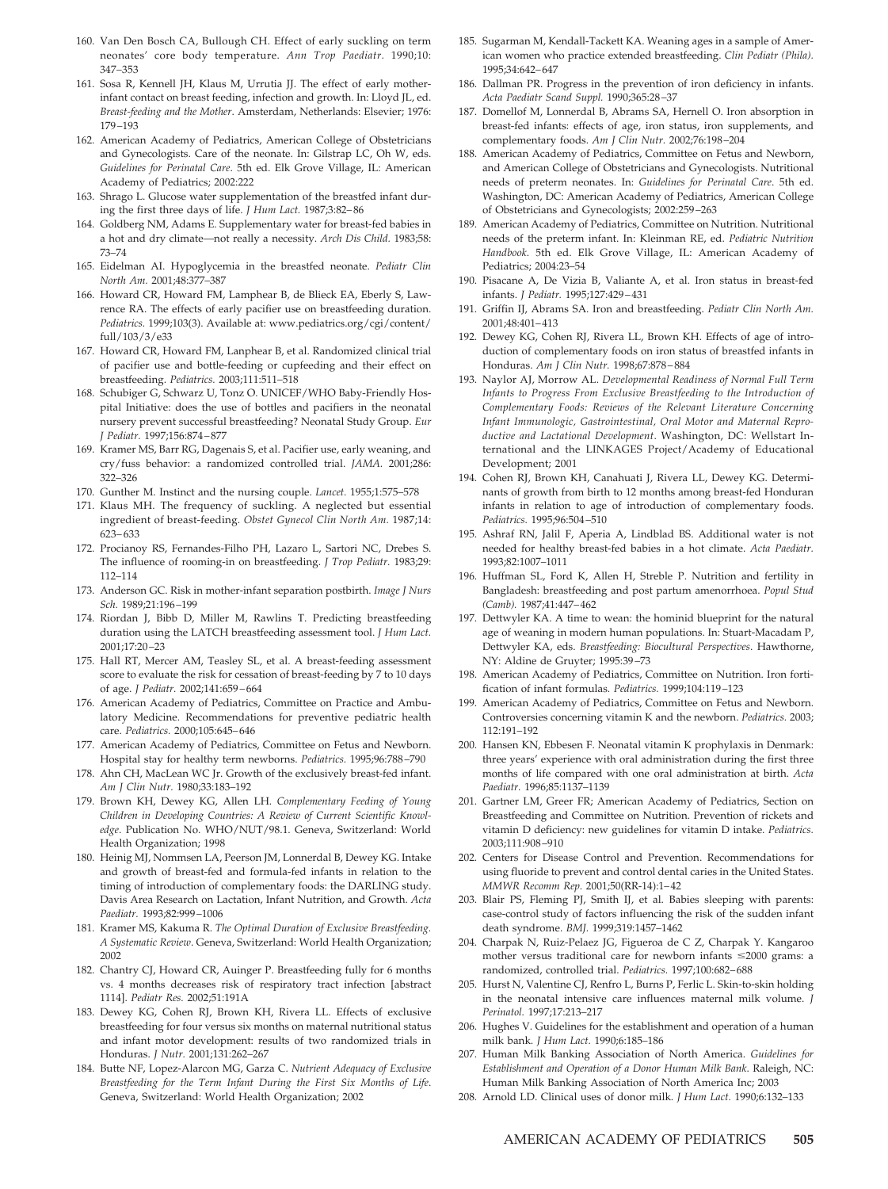160. Van Den Bosch CA, Bullough CH. Effect of early suckling on term neonates' core body temperature. *Ann Trop Paediatr.* 1990;10: 347–353
161. Sosa R, Kennell JH, Klaus M, Urrutia JJ. The effect of early mother-infant contact on breast feeding, infection and growth. In: Lloyd JL, ed. *Breast-feeding and the Mother*. Amsterdam, Netherlands: Elsevier; 1976: 179–193
162. American Academy of Pediatrics, American College of Obstetricians and Gynecologists. Care of the neonate. In: Gilstrap LC, Oh W, eds. *Guidelines for Perinatal Care*. 5th ed. Elk Grove Village, IL: American Academy of Pediatrics; 2002:222
163. Shrago L. Glucose water supplementation of the breastfed infant during the first three days of life. *J Hum Lact.* 1987;3:82–86
164. Goldberg NM, Adams E. Supplementary water for breast-fed babies in a hot and dry climate—not really a necessity. *Arch Dis Child.* 1983;58: 73–74
165. Eidelman AI. Hypoglycemia in the breastfed neonate. *Pediatr Clin North Am.* 2001;48:377–387
166. Howard CR, Howard FM, Lamphear B, de Blieck EA, Eberly S, Lawrence RA. The effects of early pacifier use on breastfeeding duration. *Pediatrics.* 1999;103(3). Available at: www.pediatrics.org/cgi/content/full/103/3/e33
167. Howard CR, Howard FM, Lanphear B, et al. Randomized clinical trial of pacifier use and bottle-feeding or cupfeeding and their effect on breastfeeding. *Pediatrics.* 2003;111:511–518
168. Schubiger G, Schwarz U, Tonz O. UNICEF/WHO Baby-Friendly Hospital Initiative: does the use of bottles and pacifiers in the neonatal nursery prevent successful breastfeeding? Neonatal Study Group. *Eur J Pediatr.* 1997;156:874–877
169. Kramer MS, Barr RG, Dagenais S, et al. Pacifier use, early weaning, and cry/fuss behavior: a randomized controlled trial. *JAMA.* 2001;286: 322–326
170. Gunther M. Instinct and the nursing couple. *Lancet.* 1955;1:575–578
171. Klaus MH. The frequency of suckling. A neglected but essential ingredient of breast-feeding. *Obstet Gynecol Clin North Am.* 1987;14: 623–633
172. Procianoy RS, Fernandes-Filho PH, Lazaro L, Sartori NC, Drebes S. The influence of rooming-in on breastfeeding. *J Trop Pediatr.* 1983;29: 112–114
173. Anderson GC. Risk in mother-infant separation postbirth. *Image J Nurs Sch.* 1989;21:196–199
174. Riordan J, Bibb D, Miller M, Rawlins T. Predicting breastfeeding duration using the LATCH breastfeeding assessment tool. *J Hum Lact.* 2001;17:20–23
175. Hall RT, Mercer AM, Teasley SL, et al. A breast-feeding assessment score to evaluate the risk for cessation of breast-feeding by 7 to 10 days of age. *J Pediatr.* 2002;141:659–664
176. American Academy of Pediatrics, Committee on Practice and Ambulatory Medicine. Recommendations for preventive pediatric health care. *Pediatrics.* 2000;105:645–646
177. American Academy of Pediatrics, Committee on Fetus and Newborn. Hospital stay for healthy term newborns. *Pediatrics.* 1995;96:788–790
178. Ahn CH, MacLean WC Jr. Growth of the exclusively breast-fed infant. *Am J Clin Nutr.* 1980;33:183–192
179. Brown KH, Dewey KG, Allen LH. *Complementary Feeding of Young Children in Developing Countries: A Review of Current Scientific Knowledge*. Publication No. WHO/NUT/98.1. Geneva, Switzerland: World Health Organization; 1998
180. Heinig MJ, Nommsen LA, Peerson JM, Lonnerdal B, Dewey KG. Intake and growth of breast-fed and formula-fed infants in relation to the timing of introduction of complementary foods: the DARLING study. Davis Area Research on Lactation, Infant Nutrition, and Growth. *Acta Paediatr.* 1993;82:999–1006
181. Kramer MS, Kakuma R. *The Optimal Duration of Exclusive Breastfeeding. A Systematic Review*. Geneva, Switzerland: World Health Organization; 2002
182. Chantry CJ, Howard CR, Auinger P. Breastfeeding fully for 6 months vs. 4 months decreases risk of respiratory tract infection [abstract 1114]. *Pediatr Res.* 2002;51:191A
183. Dewey KG, Cohen RJ, Brown KH, Rivera LL. Effects of exclusive breastfeeding for four versus six months on maternal nutritional status and infant motor development: results of two randomized trials in Honduras. *J Nutr.* 2001;131:262–267
184. Butte NF, Lopez-Alarcon MG, Garza C. *Nutrient Adequacy of Exclusive Breastfeeding for the Term Infant During the First Six Months of Life*. Geneva, Switzerland: World Health Organization; 2002
185. Sugarman M, Kendall-Tackett KA. Weaning ages in a sample of American women who practice extended breastfeeding. *Clin Pediatr (Phila).* 1995;34:642–647
186. Dallman PR. Progress in the prevention of iron deficiency in infants. *Acta Paediatr Scand Suppl.* 1990;365:28–37
187. Domellof M, Lonnerdal B, Abrams SA, Hernell O. Iron absorption in breast-fed infants: effects of age, iron status, iron supplements, and complementary foods. *Am J Clin Nutr.* 2002;76:198–204
188. American Academy of Pediatrics, Committee on Fetus and Newborn, and American College of Obstetricians and Gynecologists. Nutritional needs of preterm neonates. In: *Guidelines for Perinatal Care*. 5th ed. Washington, DC: American Academy of Pediatrics, American College of Obstetricians and Gynecologists; 2002:259–263
189. American Academy of Pediatrics, Committee on Nutrition. Nutritional needs of the preterm infant. In: Kleinman RE, ed. *Pediatric Nutrition Handbook*. 5th ed. Elk Grove Village, IL: American Academy of Pediatrics; 2004:23–54
190. Pisacane A, De Vizia B, Valiante A, et al. Iron status in breast-fed infants. *J Pediatr.* 1995;127:429–431
191. Griffin IJ, Abrams SA. Iron and breastfeeding. *Pediatr Clin North Am.* 2001;48:401–413
192. Dewey KG, Cohen RJ, Rivera LL, Brown KH. Effects of age of introduction of complementary foods on iron status of breastfed infants in Honduras. *Am J Clin Nutr.* 1998;67:878–884
193. Naylor AJ, Morrow AL. *Developmental Readiness of Normal Full Term Infants to Progress From Exclusive Breastfeeding to the Introduction of Complementary Foods: Reviews of the Relevant Literature Concerning Infant Immunologic, Gastrointestinal, Oral Motor and Maternal Reproductive and Lactational Development*. Washington, DC: Wellstart International and the LINKAGES Project/Academy of Educational Development; 2001
194. Cohen RJ, Brown KH, Canahuati J, Rivera LL, Dewey KG. Determinants of growth from birth to 12 months among breast-fed Honduran infants in relation to age of introduction of complementary foods. *Pediatrics.* 1995;96:504–510
195. Ashraf RN, Jalil F, Aperia A, Lindblad BS. Additional water is not needed for healthy breast-fed babies in a hot climate. *Acta Paediatr.* 1993;82:1007–1011
196. Huffman SL, Ford K, Allen H, Streble P. Nutrition and fertility in Bangladesh: breastfeeding and post partum amenorrhoea. *Popul Stud (Camb).* 1987;41:447–462
197. Dettwyler KA. A time to wean: the hominid blueprint for the natural age of weaning in modern human populations. In: Stuart-Macadam P, Dettwyler KA, eds. *Breastfeeding: Biocultural Perspectives*. Hawthorne, NY: Aldine de Gruyter; 1995:39–73
198. American Academy of Pediatrics, Committee on Nutrition. Iron fortification of infant formulas. *Pediatrics.* 1999;104:119–123
199. American Academy of Pediatrics, Committee on Fetus and Newborn. Controversies concerning vitamin K and the newborn. *Pediatrics.* 2003; 112:191–192
200. Hansen KN, Ebbesen F. Neonatal vitamin K prophylaxis in Denmark: three years' experience with oral administration during the first three months of life compared with one oral administration at birth. *Acta Paediatr.* 1996;85:1137–1139
201. Gartner LM, Greer FR; American Academy of Pediatrics, Section on Breastfeeding and Committee on Nutrition. Prevention of rickets and vitamin D deficiency: new guidelines for vitamin D intake. *Pediatrics.* 2003;111:908–910
202. Centers for Disease Control and Prevention. Recommendations for using fluoride to prevent and control dental caries in the United States. *MMWR Recomm Rep.* 2001;50(RR-14):1–42
203. Blair PS, Fleming PJ, Smith IJ, et al. Babies sleeping with parents: case-control study of factors influencing the risk of the sudden infant death syndrome. *BMJ.* 1999;319:1457–1462
204. Charpak N, Ruiz-Pelaez JG, Figueroa de C Z, Charpak Y. Kangaroo mother versus traditional care for newborn infants ≤2000 grams: a randomized, controlled trial. *Pediatrics.* 1997;100:682–688
205. Hurst N, Valentine CJ, Renfro L, Burns P, Ferlic L. Skin-to-skin holding in the neonatal intensive care influences maternal milk volume. *J Perinatol.* 1997;17:213–217
206. Hughes V. Guidelines for the establishment and operation of a human milk bank. *J Hum Lact.* 1990;6:185–186
207. Human Milk Banking Association of North America. *Guidelines for Establishment and Operation of a Donor Human Milk Bank*. Raleigh, NC: Human Milk Banking Association of North America Inc; 2003
208. Arnold LD. Clinical uses of donor milk. *J Hum Lact.* 1990;6:132–133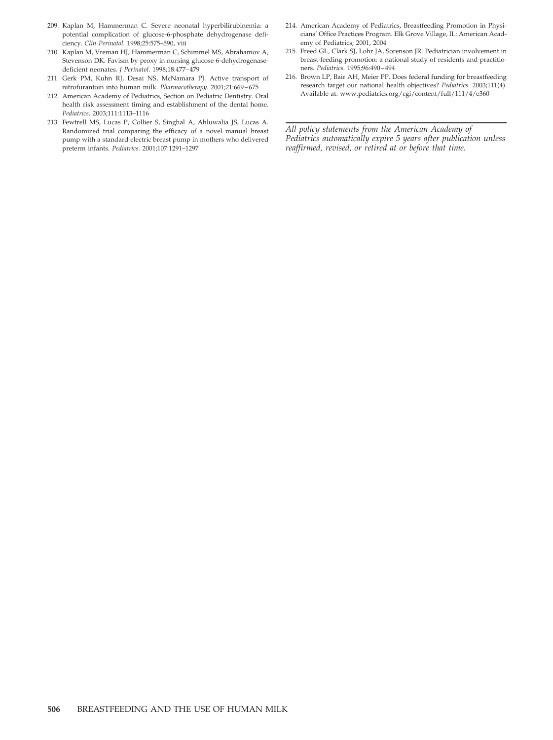209. Kaplan M, Hammerman C. Severe neonatal hyperbilirubinemia: a potential complication of glucose-6-phosphate dehydrogenase deficiency. *Clin Perinatol.* 1998;25:575–590, viii
210. Kaplan M, Vreman HJ, Hammerman C, Schimmel MS, Abrahamov A, Stevenson DK. Favism by proxy in nursing glucose-6-dehydrogenase-deficient neonates. *J Perinatol.* 1998;18:477–479
211. Gerk PM, Kuhn RJ, Desai NS, McNamara PJ. Active transport of nitrofurantoin into human milk. *Pharmacotherapy.* 2001;21:669–675
212. American Academy of Pediatrics, Section on Pediatric Dentistry. Oral health risk assessment timing and establishment of the dental home. *Pediatrics.* 2003;111:1113–1116
213. Fewtrell MS, Lucas P, Collier S, Singhal A, Ahluwalia JS, Lucas A. Randomized trial comparing the efficacy of a novel manual breast pump with a standard electric breast pump in mothers who delivered preterm infants. *Pediatrics.* 2001;107:1291–1297
214. American Academy of Pediatrics, Breastfeeding Promotion in Physicians' Office Practices Program. Elk Grove Village, IL: American Academy of Pediatrics; 2001, 2004
215. Freed GL, Clark SJ, Lohr JA, Sorenson JR. Pediatrician involvement in breast-feeding promotion: a national study of residents and practitioners. *Pediatrics.* 1995;96:490–494
216. Brown LP, Bair AH, Meier PP. Does federal funding for breastfeeding research target our national health objectives? *Pediatrics.* 2003;111(4). Available at: www.pediatrics.org/cgi/content/full/111/4/e360

*All policy statements from the American Academy of Pediatrics automatically expire 5 years after publication unless reaffirmed, revised, or retired at or before that time.*